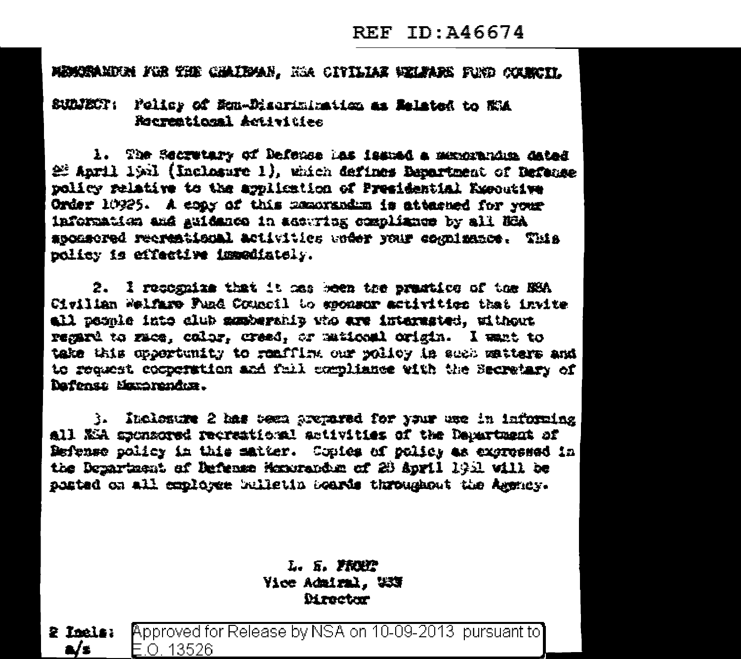REF ID:A46674

MEMORANDUM FOR THE CHAIRMAN, NSA CIVILIAN WELFARE FUND COUNCIL

SUBJECT: Policy of Non-Discrimination as Related to NSA Recreational Activities

1. The Secretary of Defense has issued a memorandum dated 28 April 1961 (Inclosure 1), which defines Department of Defense policy relative to the application of Presidential Executive Order 10925. A copy of this memorandum is attached for your information and guidance in assuring compliance by all NSA sponsored recreational activities under your cognizance. This policy is effective immediately.

2. I recognize that it has been the practice of the NSA Civilian Welfare Fund Council to sponsor activities that invite all people into club membership who are interested, without regard to race, color, creed, or national origin. I want to take this opportunity to reaffirm our policy in such matters and to request cooperation and full compliance with the Secretary of Defense Memorandum.

3. Inclosure 2 has been prepared for your use in informing all NSA sponsored recreational activities of the Department of Defense policy in this matter. Copies of policy as expressed in the Department of Defense Memorandum of 28 April 1961 will be posted on all employee bulletin boards throughout the Agency.

L. H. FROST
Vice Admiral, USN
Director

2 Incls:
a/s

Approved for Release by NSA on 10-09-2013 pursuant to E.O. 13526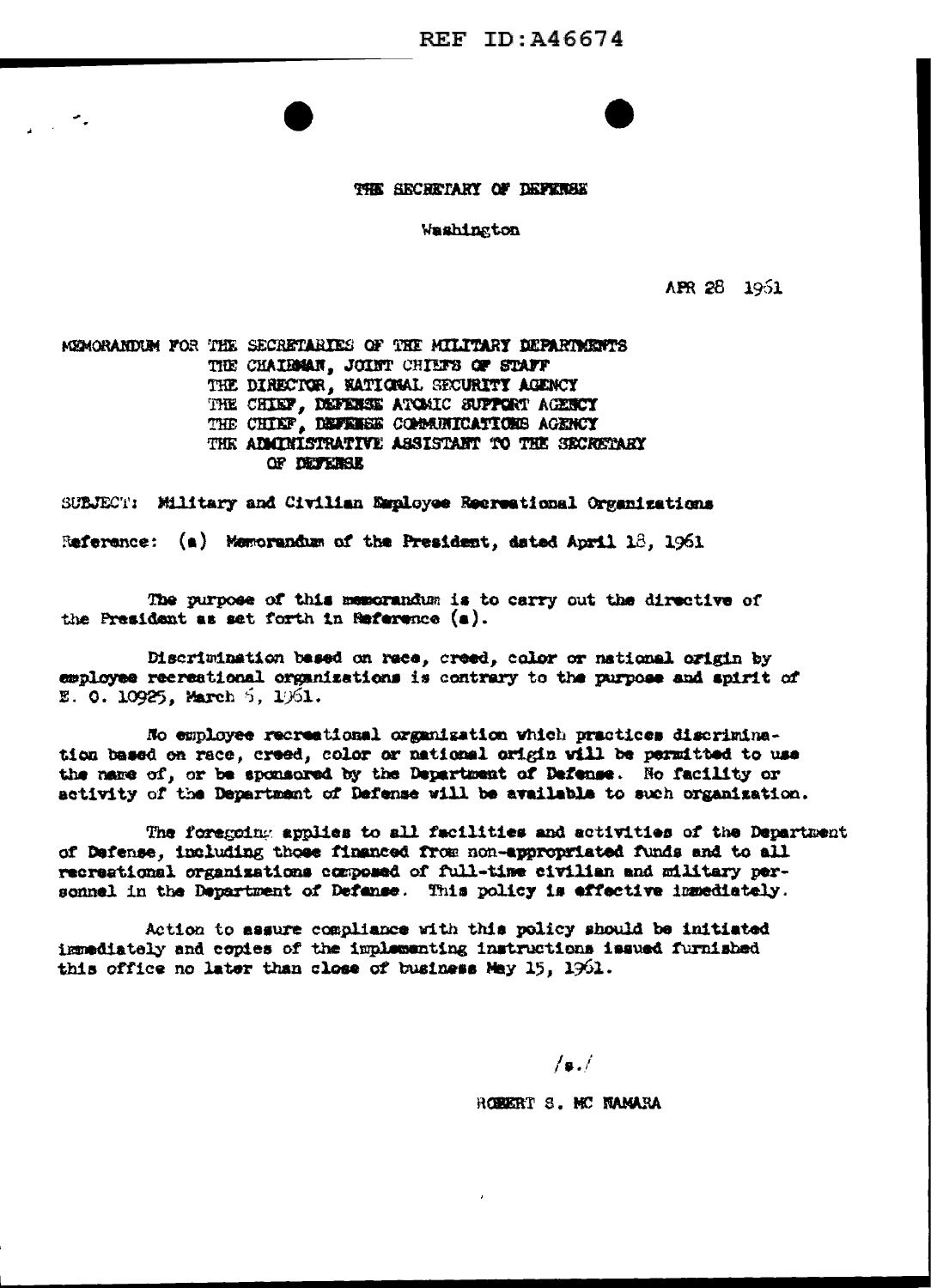REF ID:A46674

THE SECRETARY OF DEFENSE

Washington

APR 28 1961

MEMORANDUM FOR THE SECRETARIES OF THE MILITARY DEPARTMENTS
THE CHAIRMAN, JOINT CHIEFS OF STAFF
THE DIRECTOR, NATIONAL SECURITY AGENCY
THE CHIEF, DEFENSE ATOMIC SUPPORT AGENCY
THE CHIEF, DEFENSE COMMUNICATIONS AGENCY
THE ADMINISTRATIVE ASSISTANT TO THE SECRETARY OF DEFENSE

SUBJECT: Military and Civilian Employee Recreational Organizations

Reference: (a) Memorandum of the President, dated April 18, 1961

The purpose of this memorandum is to carry out the directive of the President as set forth in Reference (a).

Discrimination based on race, creed, color or national origin by employee recreational organizations is contrary to the purpose and spirit of E. O. 10925, March 6, 1961.

No employee recreational organization which practices discrimination based on race, creed, color or national origin will be permitted to use the name of, or be sponsored by the Department of Defense. No facility or activity of the Department of Defense will be available to such organization.

The foregoing applies to all facilities and activities of the Department of Defense, including those financed from non-appropriated funds and to all recreational organizations composed of full-time civilian and military personnel in the Department of Defense. This policy is effective immediately.

Action to assure compliance with this policy should be initiated immediately and copies of the implementing instructions issued furnished this office no later than close of business May 15, 1961.

/s./

ROBERT S. MC NAMARA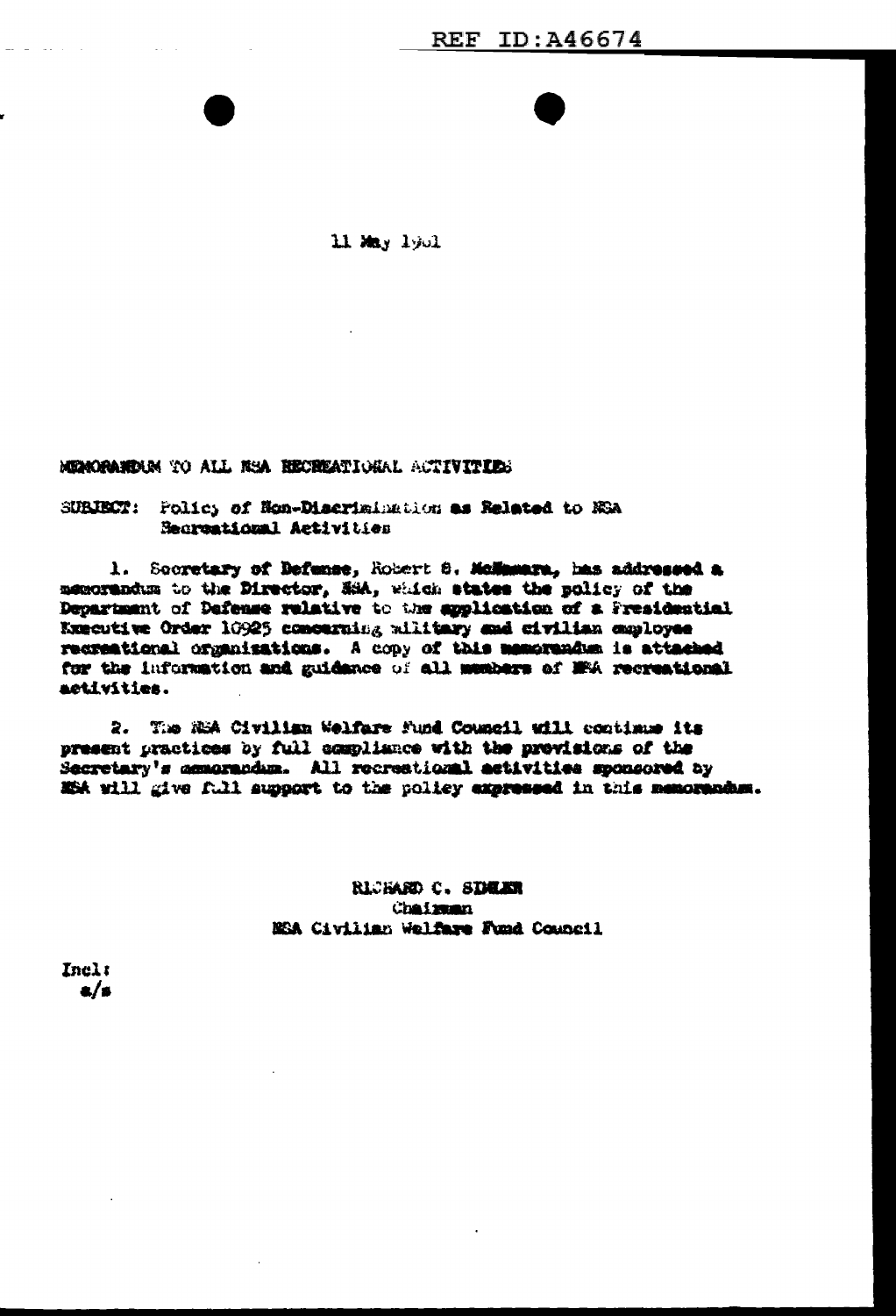11 May 1961

MEMORANDUM TO ALL NSA RECREATIONAL ACTIVITIES

SUBJECT: Policy of Non-Discrimination as Related to NSA Recreational Activities

1. Secretary of Defense, Robert S. McNamara, has addressed a memorandum to the Director, NSA, which states the policy of the Department of Defense relative to the application of a Presidential Executive Order 10925 concerning military and civilian employee recreational organizations. A copy of this memorandum is attached for the information and guidance of all members of NSA recreational activities.

2. The NSA Civilian Welfare Fund Council will continue its present practices by full compliance with the provisions of the Secretary's memorandum. All recreational activities sponsored by NSA will give full support to the policy expressed in this memorandum.

RICHARD C. SIDLER
Chairman
NSA Civilian Welfare Fund Council

Incl:
a/s